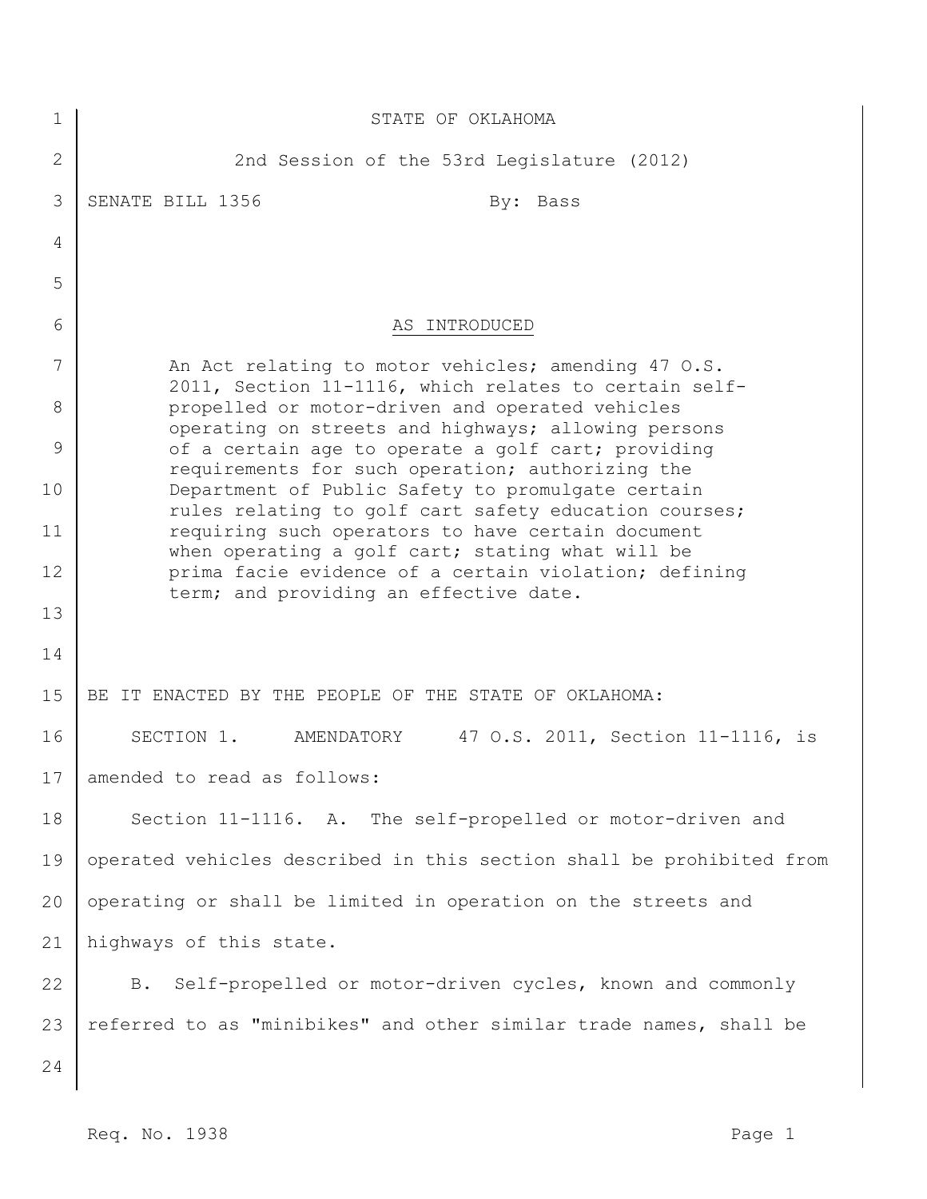STATE OF OKLAHOMA

2nd Session of the 53rd Legislature (2012)

SENATE BILL 1356 By: Bass

AS INTRODUCED

An Act relating to motor vehicles; amending 47 O.S. 2011, Section 11-1116, which relates to certain self-propelled or motor-driven and operated vehicles operating on streets and highways; allowing persons of a certain age to operate a golf cart; providing requirements for such operation; authorizing the Department of Public Safety to promulgate certain rules relating to golf cart safety education courses; requiring such operators to have certain document when operating a golf cart; stating what will be prima facie evidence of a certain violation; defining term; and providing an effective date.

BE IT ENACTED BY THE PEOPLE OF THE STATE OF OKLAHOMA:

SECTION 1. AMENDATORY 47 O.S. 2011, Section 11-1116, is amended to read as follows:

Section 11-1116. A. The self-propelled or motor-driven and operated vehicles described in this section shall be prohibited from operating or shall be limited in operation on the streets and highways of this state.

B. Self-propelled or motor-driven cycles, known and commonly referred to as "minibikes" and other similar trade names, shall be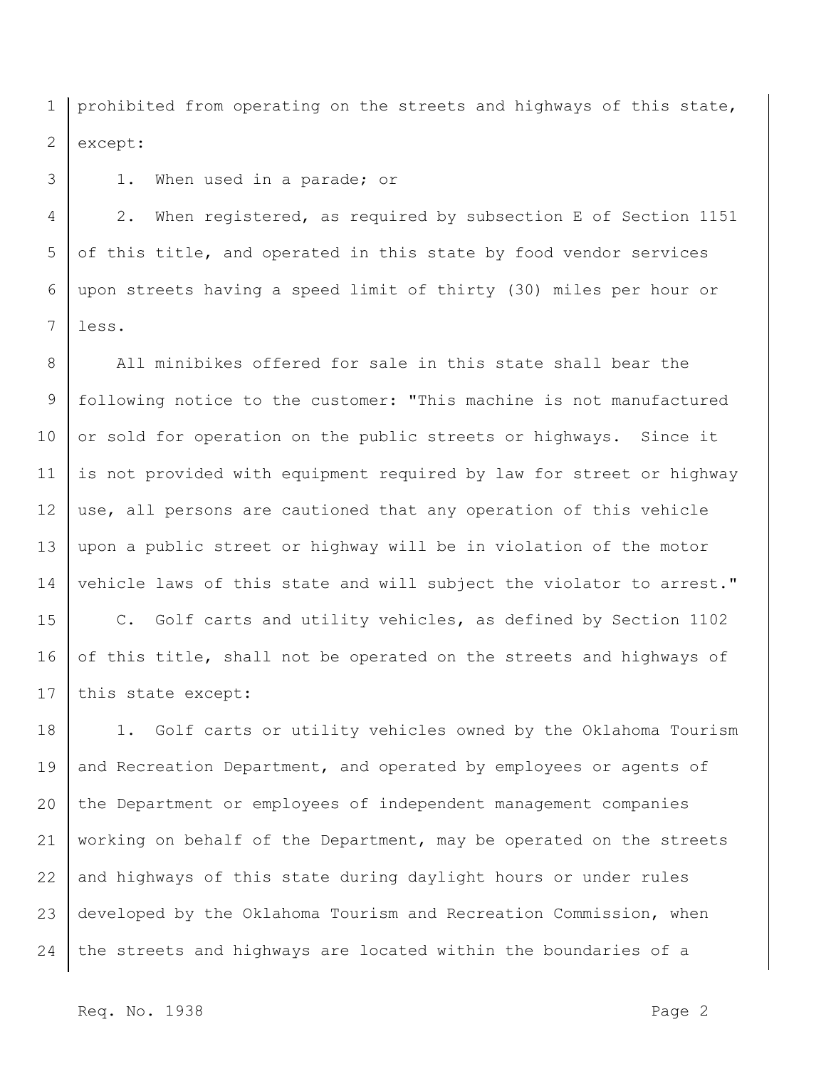prohibited from operating on the streets and highways of this state, except:

1. When used in a parade; or

2. When registered, as required by subsection E of Section 1151 of this title, and operated in this state by food vendor services upon streets having a speed limit of thirty (30) miles per hour or less.

All minibikes offered for sale in this state shall bear the following notice to the customer: "This machine is not manufactured or sold for operation on the public streets or highways. Since it is not provided with equipment required by law for street or highway use, all persons are cautioned that any operation of this vehicle upon a public street or highway will be in violation of the motor vehicle laws of this state and will subject the violator to arrest."

C. Golf carts and utility vehicles, as defined by Section 1102 of this title, shall not be operated on the streets and highways of this state except:

1. Golf carts or utility vehicles owned by the Oklahoma Tourism and Recreation Department, and operated by employees or agents of the Department or employees of independent management companies working on behalf of the Department, may be operated on the streets and highways of this state during daylight hours or under rules developed by the Oklahoma Tourism and Recreation Commission, when the streets and highways are located within the boundaries of a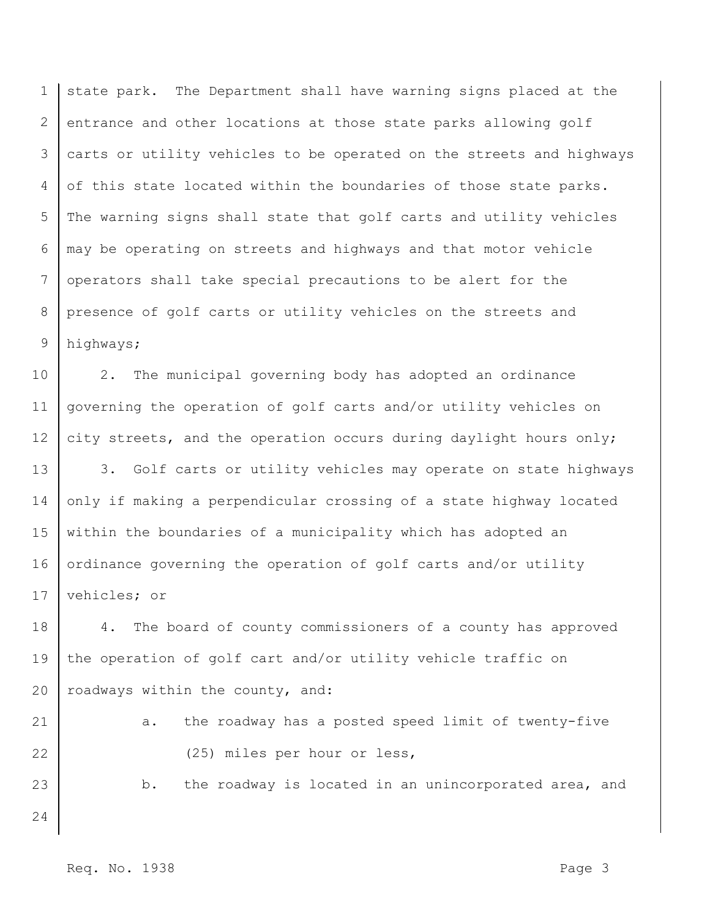state park. The Department shall have warning signs placed at the entrance and other locations at those state parks allowing golf carts or utility vehicles to be operated on the streets and highways of this state located within the boundaries of those state parks. The warning signs shall state that golf carts and utility vehicles may be operating on streets and highways and that motor vehicle operators shall take special precautions to be alert for the presence of golf carts or utility vehicles on the streets and highways;

2. The municipal governing body has adopted an ordinance governing the operation of golf carts and/or utility vehicles on city streets, and the operation occurs during daylight hours only;

3. Golf carts or utility vehicles may operate on state highways only if making a perpendicular crossing of a state highway located within the boundaries of a municipality which has adopted an ordinance governing the operation of golf carts and/or utility vehicles; or

4. The board of county commissioners of a county has approved the operation of golf cart and/or utility vehicle traffic on roadways within the county, and:

a. the roadway has a posted speed limit of twenty-five (25) miles per hour or less,

b. the roadway is located in an unincorporated area, and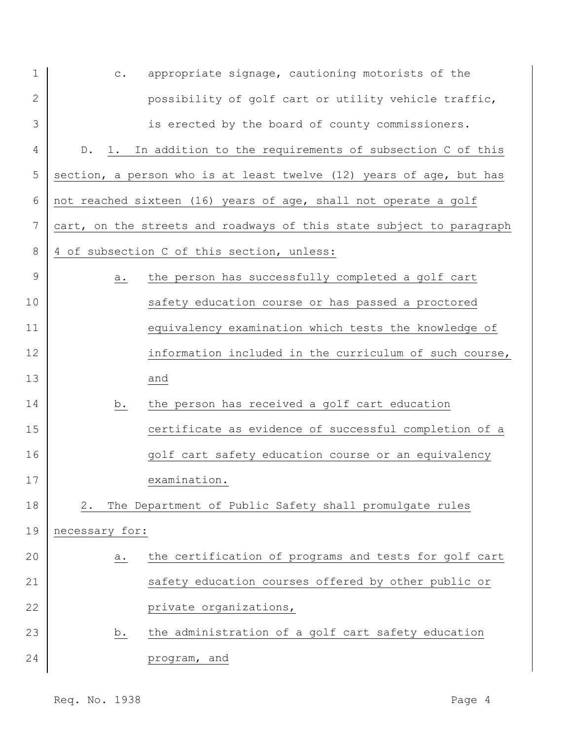c. appropriate signage, cautioning motorists of the possibility of golf cart or utility vehicle traffic, is erected by the board of county commissioners.

D. 1. In addition to the requirements of subsection C of this section, a person who is at least twelve (12) years of age, but has not reached sixteen (16) years of age, shall not operate a golf cart, on the streets and roadways of this state subject to paragraph 4 of subsection C of this section, unless:

a. the person has successfully completed a golf cart safety education course or has passed a proctored equivalency examination which tests the knowledge of information included in the curriculum of such course, and

b. the person has received a golf cart education certificate as evidence of successful completion of a golf cart safety education course or an equivalency examination.

2. The Department of Public Safety shall promulgate rules necessary for:

a. the certification of programs and tests for golf cart safety education courses offered by other public or private organizations,

b. the administration of a golf cart safety education program, and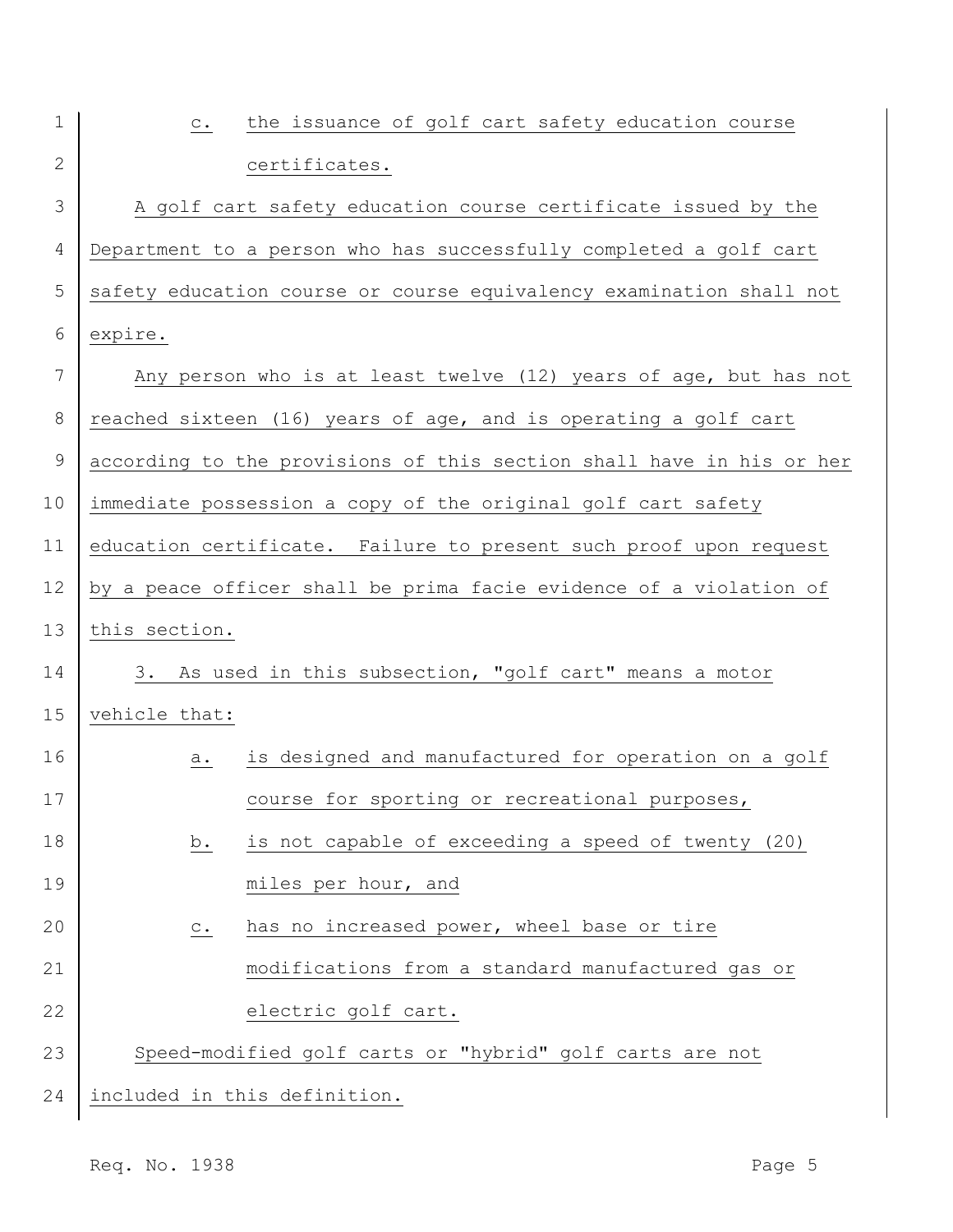c. the issuance of golf cart safety education course certificates.

A golf cart safety education course certificate issued by the Department to a person who has successfully completed a golf cart safety education course or course equivalency examination shall not expire.

Any person who is at least twelve (12) years of age, but has not reached sixteen (16) years of age, and is operating a golf cart according to the provisions of this section shall have in his or her immediate possession a copy of the original golf cart safety education certificate. Failure to present such proof upon request by a peace officer shall be prima facie evidence of a violation of this section.

3. As used in this subsection, "golf cart" means a motor vehicle that:

a. is designed and manufactured for operation on a golf course for sporting or recreational purposes,

b. is not capable of exceeding a speed of twenty (20) miles per hour, and

c. has no increased power, wheel base or tire modifications from a standard manufactured gas or electric golf cart.

Speed-modified golf carts or "hybrid" golf carts are not included in this definition.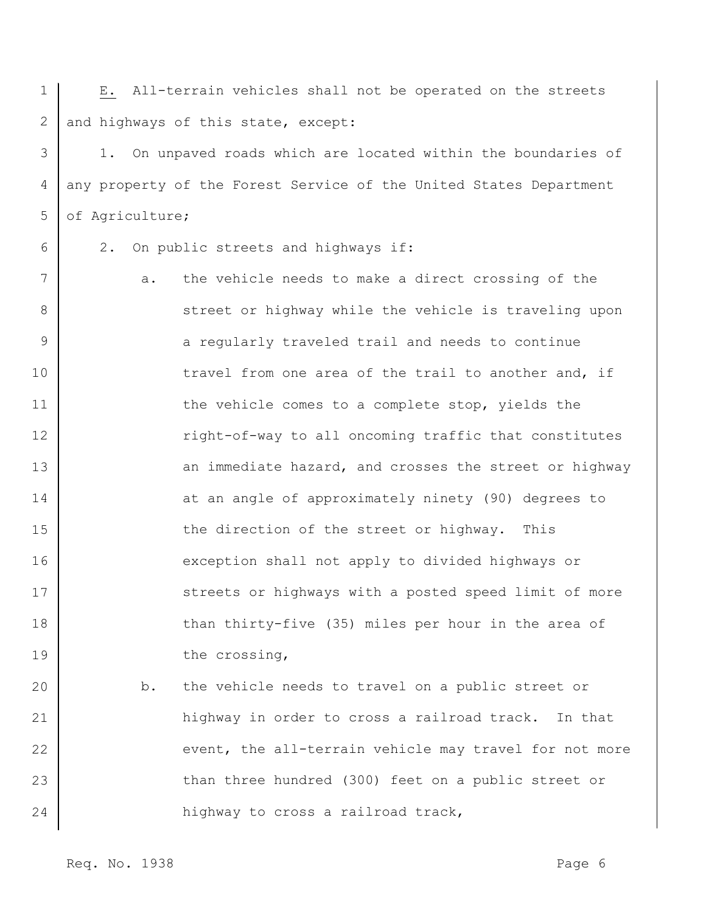E. All-terrain vehicles shall not be operated on the streets and highways of this state, except:

1. On unpaved roads which are located within the boundaries of any property of the Forest Service of the United States Department of Agriculture;

2. On public streets and highways if:

   a. the vehicle needs to make a direct crossing of the street or highway while the vehicle is traveling upon a regularly traveled trail and needs to continue travel from one area of the trail to another and, if the vehicle comes to a complete stop, yields the right-of-way to all oncoming traffic that constitutes an immediate hazard, and crosses the street or highway at an angle of approximately ninety (90) degrees to the direction of the street or highway. This exception shall not apply to divided highways or streets or highways with a posted speed limit of more than thirty-five (35) miles per hour in the area of the crossing,

   b. the vehicle needs to travel on a public street or highway in order to cross a railroad track. In that event, the all-terrain vehicle may travel for not more than three hundred (300) feet on a public street or highway to cross a railroad track,

Req. No. 1938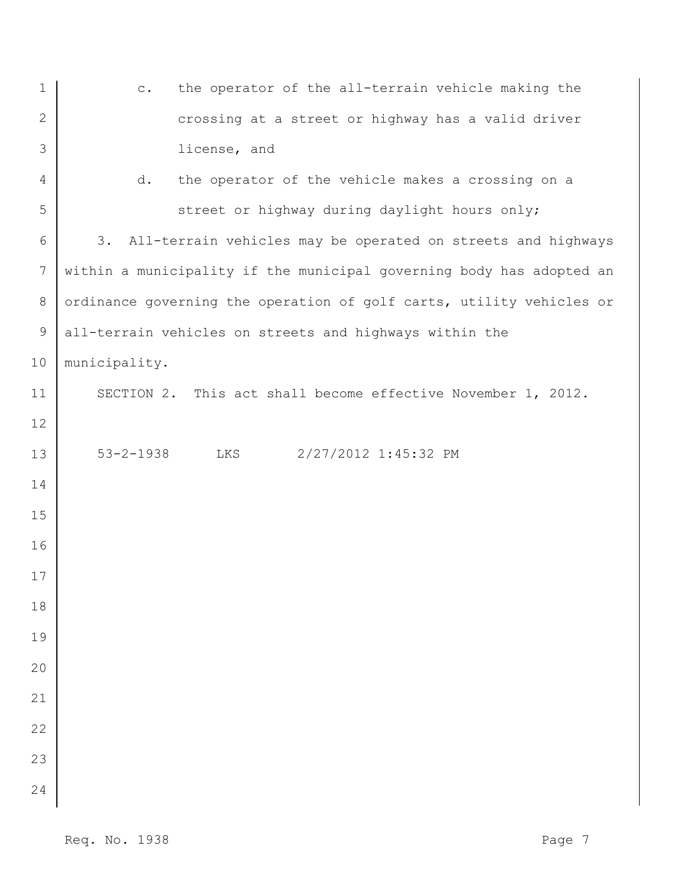c. the operator of the all-terrain vehicle making the crossing at a street or highway has a valid driver license, and

d. the operator of the vehicle makes a crossing on a street or highway during daylight hours only;

3. All-terrain vehicles may be operated on streets and highways within a municipality if the municipal governing body has adopted an ordinance governing the operation of golf carts, utility vehicles or all-terrain vehicles on streets and highways within the municipality.

SECTION 2. This act shall become effective November 1, 2012.

53-2-1938 LKS 2/27/2012 1:45:32 PM